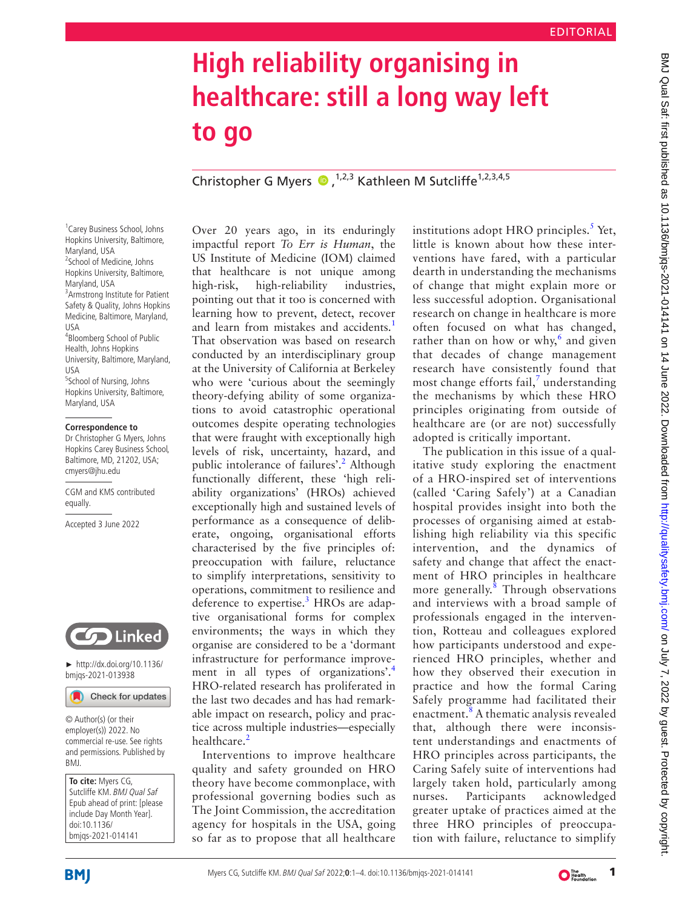EDITORIAL

# High reliability organising in healthcare: still a long way left to go

Christopher G Myers,[1,2,3] Kathleen M Sutcliffe[1,2,3,4,5]

[1]Carey Business School, Johns Hopkins University, Baltimore, Maryland, USA
[2]School of Medicine, Johns Hopkins University, Baltimore, Maryland, USA
[3]Armstrong Institute for Patient Safety & Quality, Johns Hopkins Medicine, Baltimore, Maryland, USA
[4]Bloomberg School of Public Health, Johns Hopkins University, Baltimore, Maryland, USA
[5]School of Nursing, Johns Hopkins University, Baltimore, Maryland, USA

**Correspondence to**
Dr Christopher G Myers, Johns Hopkins Carey Business School, Baltimore, MD, 21202, USA; cmyers@jhu.edu

CGM and KMS contributed equally.

Accepted 3 June 2022

► http://dx.doi.org/10.1136/bmjqs-2021-013938

© Author(s) (or their employer(s)) 2022. No commercial re-use. See rights and permissions. Published by BMJ.

**To cite:** Myers CG, Sutcliffe KM. *BMJ Qual Saf* Epub ahead of print: [please include Day Month Year]. doi:10.1136/bmjqs-2021-014141

Over 20 years ago, in its enduringly impactful report *To Err is Human*, the US Institute of Medicine (IOM) claimed that healthcare is not unique among high-risk, high-reliability industries, pointing out that it too is concerned with learning how to prevent, detect, recover and learn from mistakes and accidents.[1] That observation was based on research conducted by an interdisciplinary group at the University of California at Berkeley who were 'curious about the seemingly theory-defying ability of some organizations to avoid catastrophic operational outcomes despite operating technologies that were fraught with exceptionally high levels of risk, uncertainty, hazard, and public intolerance of failures'.[2] Although functionally different, these 'high reliability organizations' (HROs) achieved exceptionally high and sustained levels of performance as a consequence of deliberate, ongoing, organisational efforts characterised by the five principles of: preoccupation with failure, reluctance to simplify interpretations, sensitivity to operations, commitment to resilience and deference to expertise.[3] HROs are adaptive organisational forms for complex environments; the ways in which they organise are considered to be a 'dormant infrastructure for performance improvement in all types of organizations'.[4] HRO-related research has proliferated in the last two decades and has had remarkable impact on research, policy and practice across multiple industries—especially healthcare.[2]

Interventions to improve healthcare quality and safety grounded on HRO theory have become commonplace, with professional governing bodies such as The Joint Commission, the accreditation agency for hospitals in the USA, going so far as to propose that all healthcare institutions adopt HRO principles.[5] Yet, little is known about how these interventions have fared, with a particular dearth in understanding the mechanisms of change that might explain more or less successful adoption. Organisational research on change in healthcare is more often focused on what has changed, rather than on how or why,[6] and given that decades of change management research have consistently found that most change efforts fail,[7] understanding the mechanisms by which these HRO principles originating from outside of healthcare are (or are not) successfully adopted is critically important.

The publication in this issue of a qualitative study exploring the enactment of a HRO-inspired set of interventions (called 'Caring Safely') at a Canadian hospital provides insight into both the processes of organising aimed at establishing high reliability via this specific intervention, and the dynamics of safety and change that affect the enactment of HRO principles in healthcare more generally.[8] Through observations and interviews with a broad sample of professionals engaged in the intervention, Rotteau and colleagues explored how participants understood and experienced HRO principles, whether and how they observed their execution in practice and how the formal Caring Safely programme had facilitated their enactment.[8] A thematic analysis revealed that, although there were inconsistent understandings and enactments of HRO principles across participants, the Caring Safely suite of interventions had largely taken hold, particularly among nurses. Participants acknowledged greater uptake of practices aimed at the three HRO principles of preoccupation with failure, reluctance to simplify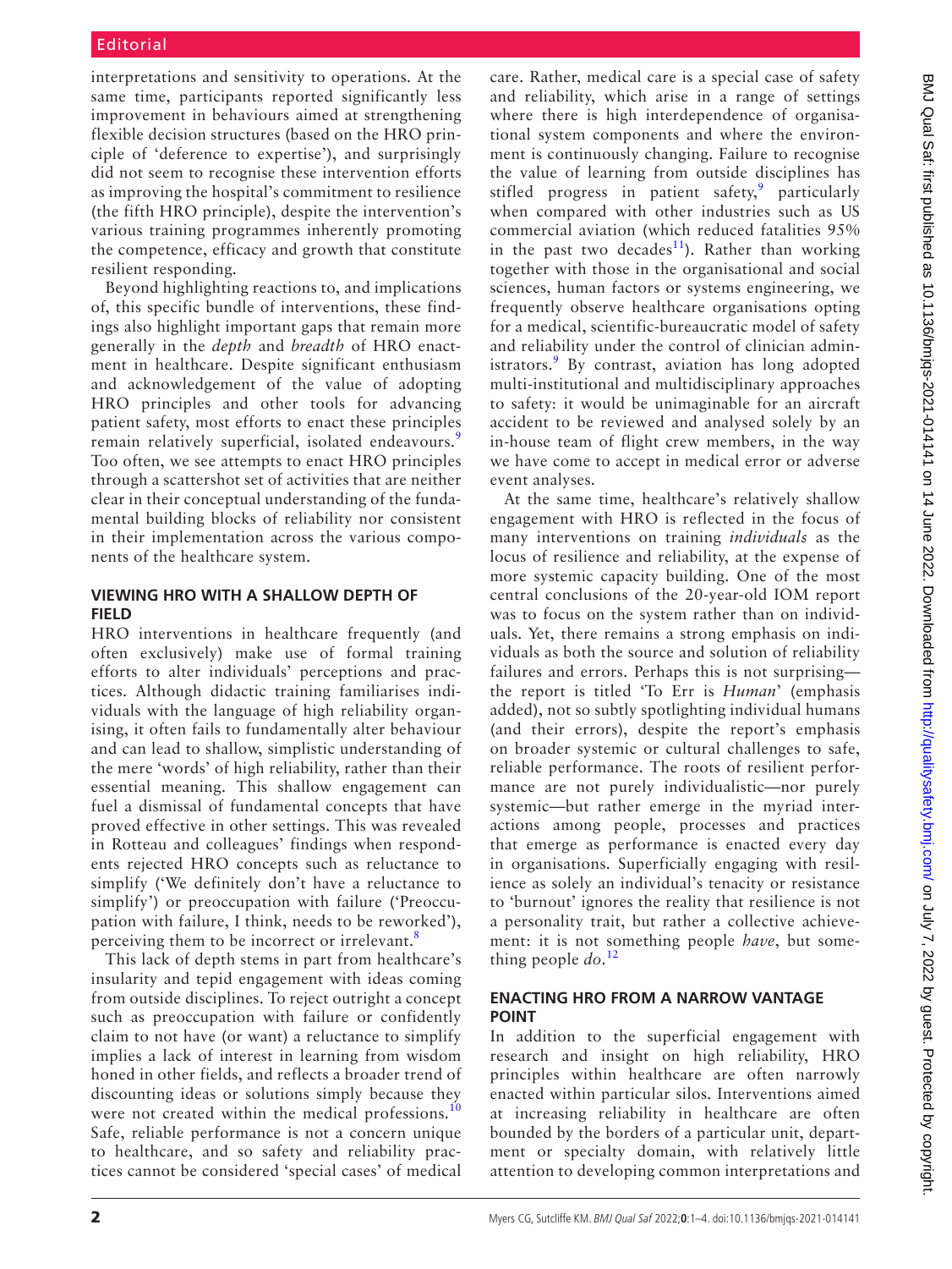interpretations and sensitivity to operations. At the same time, participants reported significantly less improvement in behaviours aimed at strengthening flexible decision structures (based on the HRO principle of 'deference to expertise'), and surprisingly did not seem to recognise these intervention efforts as improving the hospital's commitment to resilience (the fifth HRO principle), despite the intervention's various training programmes inherently promoting the competence, efficacy and growth that constitute resilient responding.

Beyond highlighting reactions to, and implications of, this specific bundle of interventions, these findings also highlight important gaps that remain more generally in the *depth* and *breadth* of HRO enactment in healthcare. Despite significant enthusiasm and acknowledgement of the value of adopting HRO principles and other tools for advancing patient safety, most efforts to enact these principles remain relatively superficial, isolated endeavours.[9] Too often, we see attempts to enact HRO principles through a scattershot set of activities that are neither clear in their conceptual understanding of the fundamental building blocks of reliability nor consistent in their implementation across the various components of the healthcare system.

## VIEWING HRO WITH A SHALLOW DEPTH OF FIELD

HRO interventions in healthcare frequently (and often exclusively) make use of formal training efforts to alter individuals' perceptions and practices. Although didactic training familiarises individuals with the language of high reliability organising, it often fails to fundamentally alter behaviour and can lead to shallow, simplistic understanding of the mere 'words' of high reliability, rather than their essential meaning. This shallow engagement can fuel a dismissal of fundamental concepts that have proved effective in other settings. This was revealed in Rotteau and colleagues' findings when respondents rejected HRO concepts such as reluctance to simplify ('We definitely don't have a reluctance to simplify') or preoccupation with failure ('Preoccupation with failure, I think, needs to be reworked'), perceiving them to be incorrect or irrelevant.[8]

This lack of depth stems in part from healthcare's insularity and tepid engagement with ideas coming from outside disciplines. To reject outright a concept such as preoccupation with failure or confidently claim to not have (or want) a reluctance to simplify implies a lack of interest in learning from wisdom honed in other fields, and reflects a broader trend of discounting ideas or solutions simply because they were not created within the medical professions.[10] Safe, reliable performance is not a concern unique to healthcare, and so safety and reliability practices cannot be considered 'special cases' of medical care. Rather, medical care is a special case of safety and reliability, which arise in a range of settings where there is high interdependence of organisational system components and where the environment is continuously changing. Failure to recognise the value of learning from outside disciplines has stifled progress in patient safety,[9] particularly when compared with other industries such as US commercial aviation (which reduced fatalities 95% in the past two decades[11]). Rather than working together with those in the organisational and social sciences, human factors or systems engineering, we frequently observe healthcare organisations opting for a medical, scientific-bureaucratic model of safety and reliability under the control of clinician administrators.[9] By contrast, aviation has long adopted multi-institutional and multidisciplinary approaches to safety: it would be unimaginable for an aircraft accident to be reviewed and analysed solely by an in-house team of flight crew members, in the way we have come to accept in medical error or adverse event analyses.

At the same time, healthcare's relatively shallow engagement with HRO is reflected in the focus of many interventions on training *individuals* as the locus of resilience and reliability, at the expense of more systemic capacity building. One of the most central conclusions of the 20-year-old IOM report was to focus on the system rather than on individuals. Yet, there remains a strong emphasis on individuals as both the source and solution of reliability failures and errors. Perhaps this is not surprising—the report is titled 'To Err is *Human*' (emphasis added), not so subtly spotlighting individual humans (and their errors), despite the report's emphasis on broader systemic or cultural challenges to safe, reliable performance. The roots of resilient performance are not purely individualistic—nor purely systemic—but rather emerge in the myriad interactions among people, processes and practices that emerge as performance is enacted every day in organisations. Superficially engaging with resilience as solely an individual's tenacity or resistance to 'burnout' ignores the reality that resilience is not a personality trait, but rather a collective achievement: it is not something people *have*, but something people *do*.[12]

## ENACTING HRO FROM A NARROW VANTAGE POINT

In addition to the superficial engagement with research and insight on high reliability, HRO principles within healthcare are often narrowly enacted within particular silos. Interventions aimed at increasing reliability in healthcare are often bounded by the borders of a particular unit, department or specialty domain, with relatively little attention to developing common interpretations and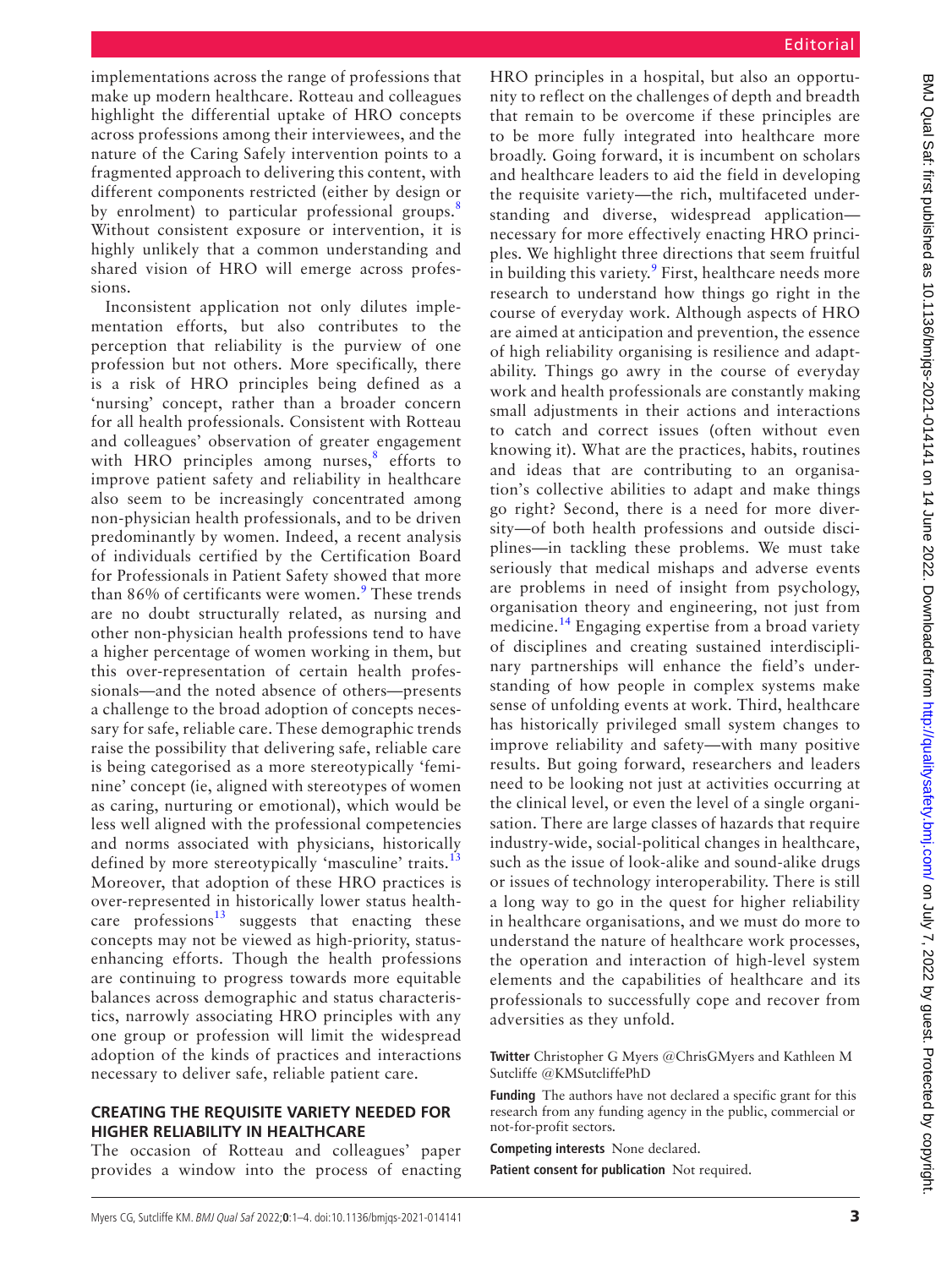implementations across the range of professions that make up modern healthcare. Rotteau and colleagues highlight the differential uptake of HRO concepts across professions among their interviewees, and the nature of the Caring Safely intervention points to a fragmented approach to delivering this content, with different components restricted (either by design or by enrolment) to particular professional groups.[8] Without consistent exposure or intervention, it is highly unlikely that a common understanding and shared vision of HRO will emerge across professions.

Inconsistent application not only dilutes implementation efforts, but also contributes to the perception that reliability is the purview of one profession but not others. More specifically, there is a risk of HRO principles being defined as a 'nursing' concept, rather than a broader concern for all health professionals. Consistent with Rotteau and colleagues' observation of greater engagement with HRO principles among nurses,[8] efforts to improve patient safety and reliability in healthcare also seem to be increasingly concentrated among non-physician health professionals, and to be driven predominantly by women. Indeed, a recent analysis of individuals certified by the Certification Board for Professionals in Patient Safety showed that more than 86% of certificants were women.[9] These trends are no doubt structurally related, as nursing and other non-physician health professions tend to have a higher percentage of women working in them, but this over-representation of certain health professionals—and the noted absence of others—presents a challenge to the broad adoption of concepts necessary for safe, reliable care. These demographic trends raise the possibility that delivering safe, reliable care is being categorised as a more stereotypically 'feminine' concept (ie, aligned with stereotypes of women as caring, nurturing or emotional), which would be less well aligned with the professional competencies and norms associated with physicians, historically defined by more stereotypically 'masculine' traits.[13] Moreover, that adoption of these HRO practices is over-represented in historically lower status healthcare professions[13] suggests that enacting these concepts may not be viewed as high-priority, status-enhancing efforts. Though the health professions are continuing to progress towards more equitable balances across demographic and status characteristics, narrowly associating HRO principles with any one group or profession will limit the widespread adoption of the kinds of practices and interactions necessary to deliver safe, reliable patient care.

## CREATING THE REQUISITE VARIETY NEEDED FOR HIGHER RELIABILITY IN HEALTHCARE

The occasion of Rotteau and colleagues' paper provides a window into the process of enacting HRO principles in a hospital, but also an opportunity to reflect on the challenges of depth and breadth that remain to be overcome if these principles are to be more fully integrated into healthcare more broadly. Going forward, it is incumbent on scholars and healthcare leaders to aid the field in developing the requisite variety—the rich, multifaceted understanding and diverse, widespread application—necessary for more effectively enacting HRO principles. We highlight three directions that seem fruitful in building this variety.[9] First, healthcare needs more research to understand how things go right in the course of everyday work. Although aspects of HRO are aimed at anticipation and prevention, the essence of high reliability organising is resilience and adaptability. Things go awry in the course of everyday work and health professionals are constantly making small adjustments in their actions and interactions to catch and correct issues (often without even knowing it). What are the practices, habits, routines and ideas that are contributing to an organisation's collective abilities to adapt and make things go right? Second, there is a need for more diversity—of both health professions and outside disciplines—in tackling these problems. We must take seriously that medical mishaps and adverse events are problems in need of insight from psychology, organisation theory and engineering, not just from medicine.[14] Engaging expertise from a broad variety of disciplines and creating sustained interdisciplinary partnerships will enhance the field's understanding of how people in complex systems make sense of unfolding events at work. Third, healthcare has historically privileged small system changes to improve reliability and safety—with many positive results. But going forward, researchers and leaders need to be looking not just at activities occurring at the clinical level, or even the level of a single organisation. There are large classes of hazards that require industry-wide, social-political changes in healthcare, such as the issue of look-alike and sound-alike drugs or issues of technology interoperability. There is still a long way to go in the quest for higher reliability in healthcare organisations, and we must do more to understand the nature of healthcare work processes, the operation and interaction of high-level system elements and the capabilities of healthcare and its professionals to successfully cope and recover from adversities as they unfold.

**Twitter** Christopher G Myers @ChrisGMyers and Kathleen M Sutcliffe @KMSutcliffePhD

**Funding** The authors have not declared a specific grant for this research from any funding agency in the public, commercial or not-for-profit sectors.

**Competing interests** None declared.

**Patient consent for publication** Not required.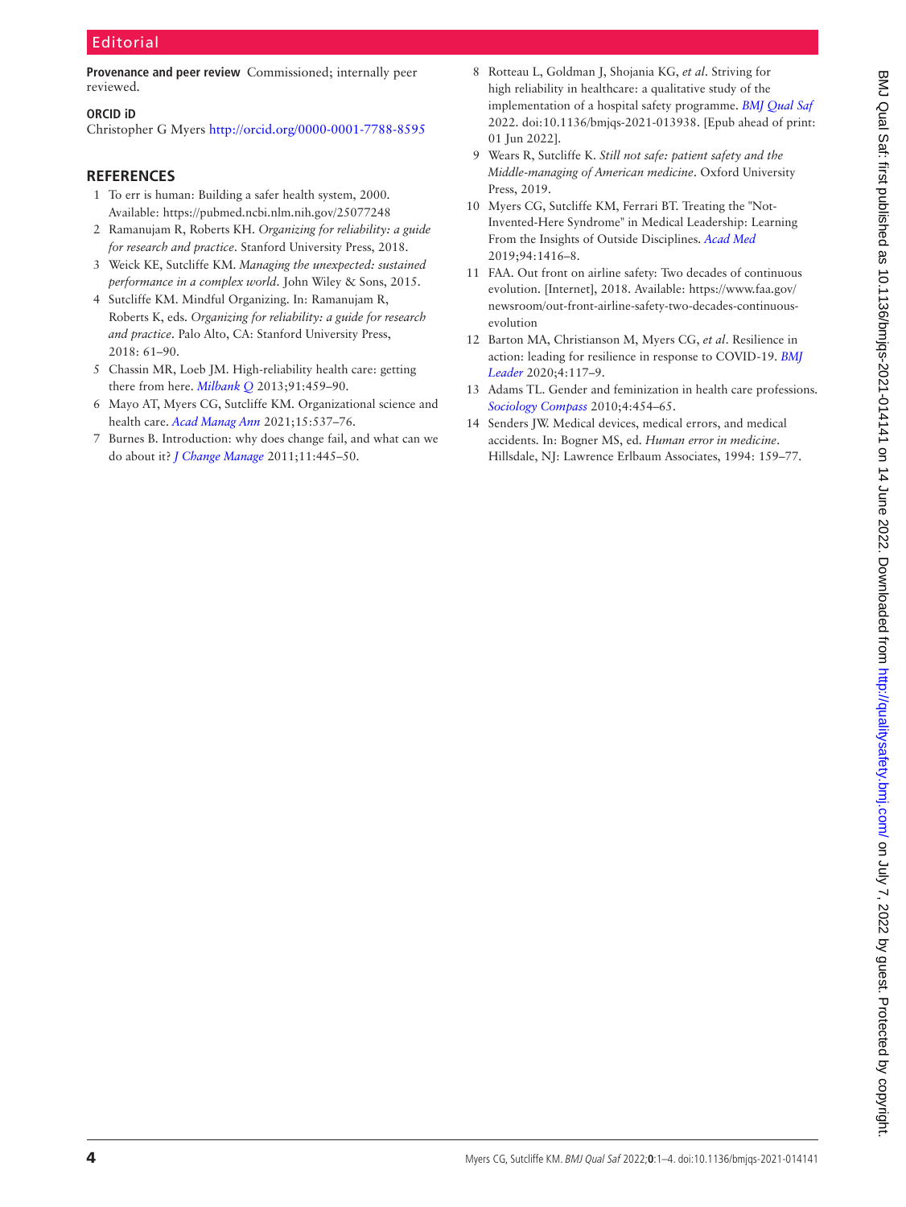**Provenance and peer review** Commissioned; internally peer reviewed.

**ORCID iD**

Christopher G Myers http://orcid.org/0000-0001-7788-8595

## REFERENCES

1. To err is human: Building a safer health system, 2000. Available: https://pubmed.ncbi.nlm.nih.gov/25077248
2. Ramanujam R, Roberts KH. *Organizing for reliability: a guide for research and practice*. Stanford University Press, 2018.
3. Weick KE, Sutcliffe KM. *Managing the unexpected: sustained performance in a complex world*. John Wiley & Sons, 2015.
4. Sutcliffe KM. Mindful Organizing. In: Ramanujam R, Roberts K, eds. *Organizing for reliability: a guide for research and practice*. Palo Alto, CA: Stanford University Press, 2018: 61–90.
5. Chassin MR, Loeb JM. High-reliability health care: getting there from here. *Milbank Q* 2013;91:459–90.
6. Mayo AT, Myers CG, Sutcliffe KM. Organizational science and health care. *Acad Manag Ann* 2021;15:537–76.
7. Burnes B. Introduction: why does change fail, and what can we do about it? *J Change Manage* 2011;11:445–50.
8. Rotteau L, Goldman J, Shojania KG, *et al*. Striving for high reliability in healthcare: a qualitative study of the implementation of a hospital safety programme. *BMJ Qual Saf* 2022. doi:10.1136/bmjqs-2021-013938. [Epub ahead of print: 01 Jun 2022].
9. Wears R, Sutcliffe K. *Still not safe: patient safety and the Middle-managing of American medicine*. Oxford University Press, 2019.
10. Myers CG, Sutcliffe KM, Ferrari BT. Treating the "Not-Invented-Here Syndrome" in Medical Leadership: Learning From the Insights of Outside Disciplines. *Acad Med* 2019;94:1416–8.
11. FAA. Out front on airline safety: Two decades of continuous evolution. [Internet], 2018. Available: https://www.faa.gov/newsroom/out-front-airline-safety-two-decades-continuous-evolution
12. Barton MA, Christianson M, Myers CG, *et al*. Resilience in action: leading for resilience in response to COVID-19. *BMJ Leader* 2020;4:117–9.
13. Adams TL. Gender and feminization in health care professions. *Sociology Compass* 2010;4:454–65.
14. Senders JW. Medical devices, medical errors, and medical accidents. In: Bogner MS, ed. *Human error in medicine*. Hillsdale, NJ: Lawrence Erlbaum Associates, 1994: 159–77.